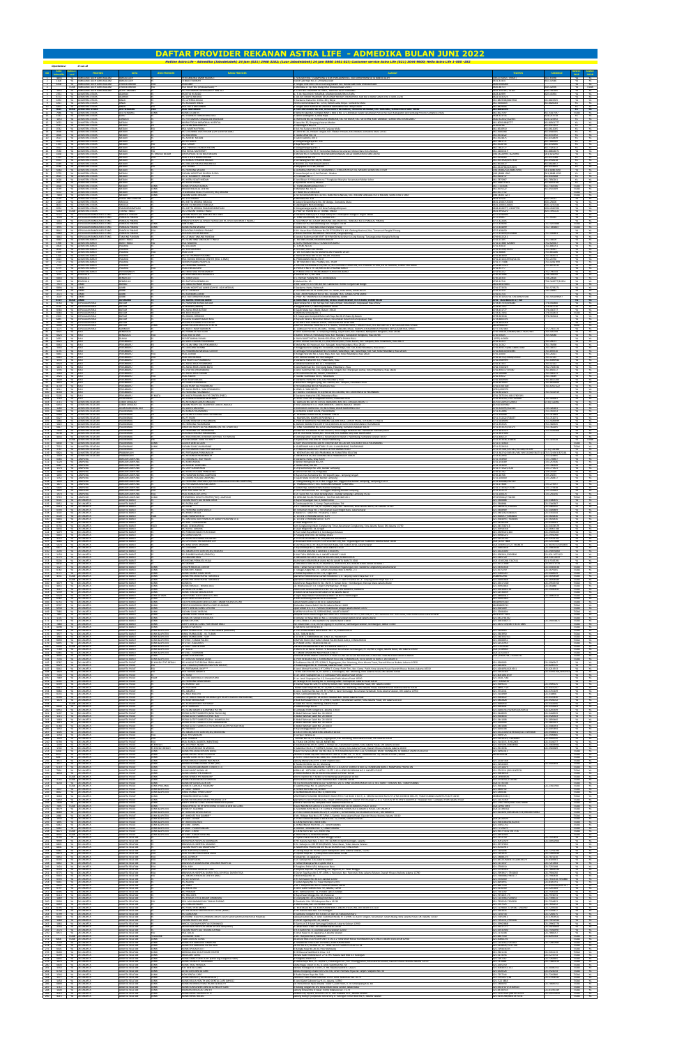# DAFTAR PROVIDER REKANAN ASTRA LIFE - ADMEDIKA BULAN JUNI 2022

*Hotline Astra Life - Admedika (Jabodetabek) 24 jam (021) 2940 3282; (Luar Jabodetabek) 24 jam 0800 1401 527; Customer service Astra Life (021) 2940 9600; Hello Astra Life 1-500-282*